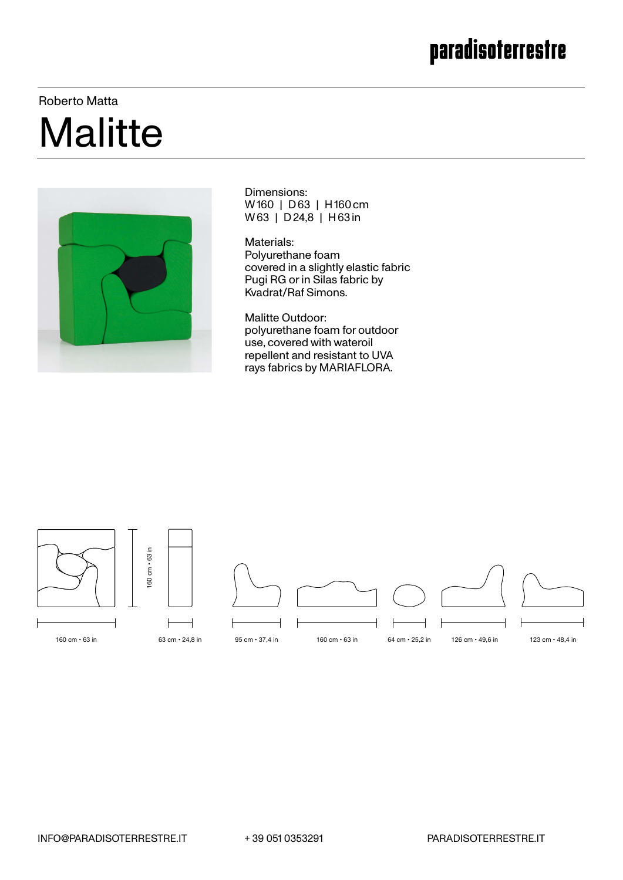paradisoterrestre

Roberto Matta

# Malitte

Dimensions:
W 160 | D 63 | H 160 cm
W 63 | D 24,8 | H 63 in

Materials:
Polyurethane foam
covered in a slightly elastic fabric
Pugi RG or in Silas fabric by
Kvadrat/Raf Simons.

Malitte Outdoor:
polyurethane foam for outdoor
use, covered with wateroil
repellent and resistant to UVA
rays fabrics by MARIAFLORA.

160 cm • 63 in

160 cm • 63 in

63 cm • 24,8 in

95 cm • 37,4 in

160 cm • 63 in

64 cm • 25,2 in

126 cm • 49,6 in

123 cm • 48,4 in

INFO@PARADISOTERRESTRE.IT

+ 39 051 0353291

PARADISOTERRESTRE.IT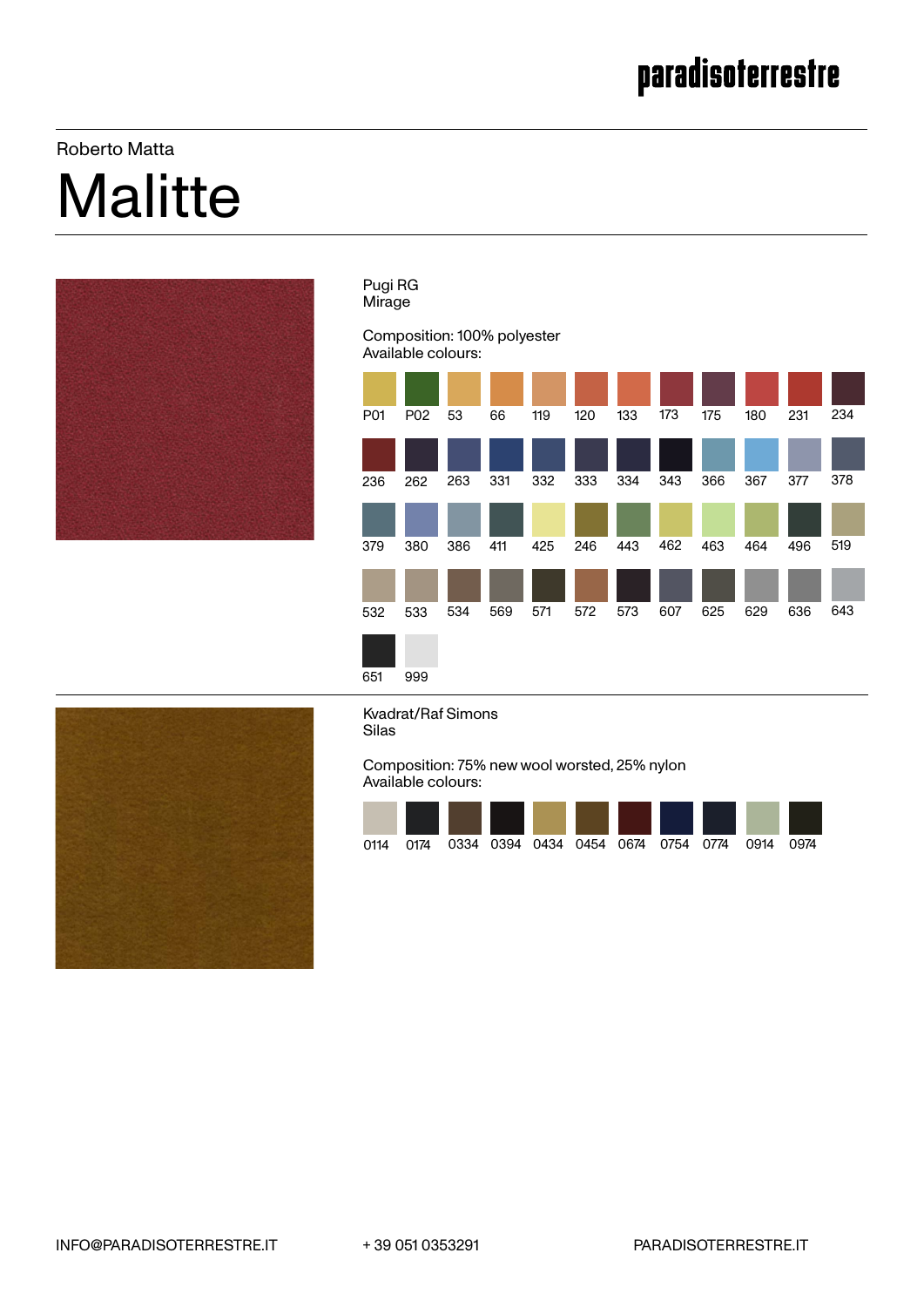Roberto Matta

# Malitte

Pugi RG
Mirage

Composition: 100% polyester
Available colours:

P01, P02, 53, 66, 119, 120, 133, 173, 175, 180, 231, 234

236, 262, 263, 331, 332, 333, 334, 343, 366, 367, 377, 378

379, 380, 386, 411, 425, 246, 443, 462, 463, 464, 496, 519

532, 533, 534, 569, 571, 572, 573, 607, 625, 629, 636, 643

651, 999

---

Kvadrat/Raf Simons
Silas

Composition: 75% new wool worsted, 25% nylon
Available colours:

0114, 0174, 0334, 0394, 0434, 0454, 0674, 0754, 0774, 0914, 0974

INFO@PARADISOTERRESTRE.IT + 39 051 0353291 PARADISOTERRESTRE.IT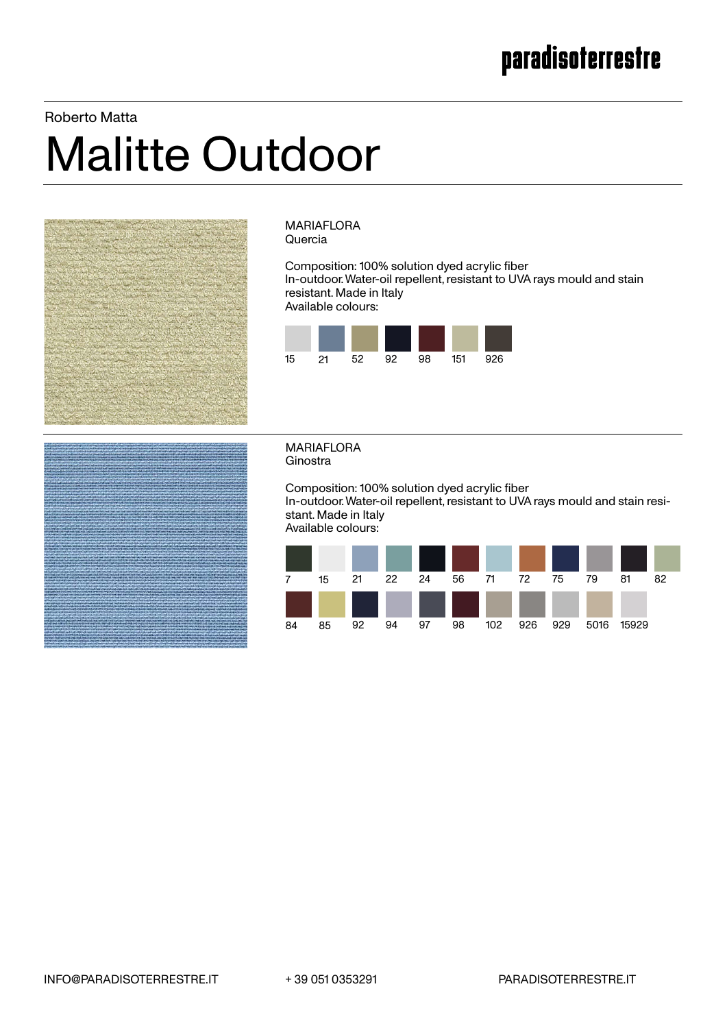Roberto Matta

# Malitte Outdoor

MARIAFLORA
Quercia

Composition: 100% solution dyed acrylic fiber
In-outdoor. Water-oil repellent, resistant to UVA rays mould and stain resistant. Made in Italy
Available colours:

15 21 52 92 98 151 926

MARIAFLORA
Ginostra

Composition: 100% solution dyed acrylic fiber
In-outdoor. Water-oil repellent, resistant to UVA rays mould and stain resistant. Made in Italy
Available colours:

7 15 21 22 24 56 71 72 75 79 81 82

84 85 92 94 97 98 102 926 929 5016 15929

INFO@PARADISOTERRESTRE.IT + 39 051 0353291 PARADISOTERRESTRE.IT